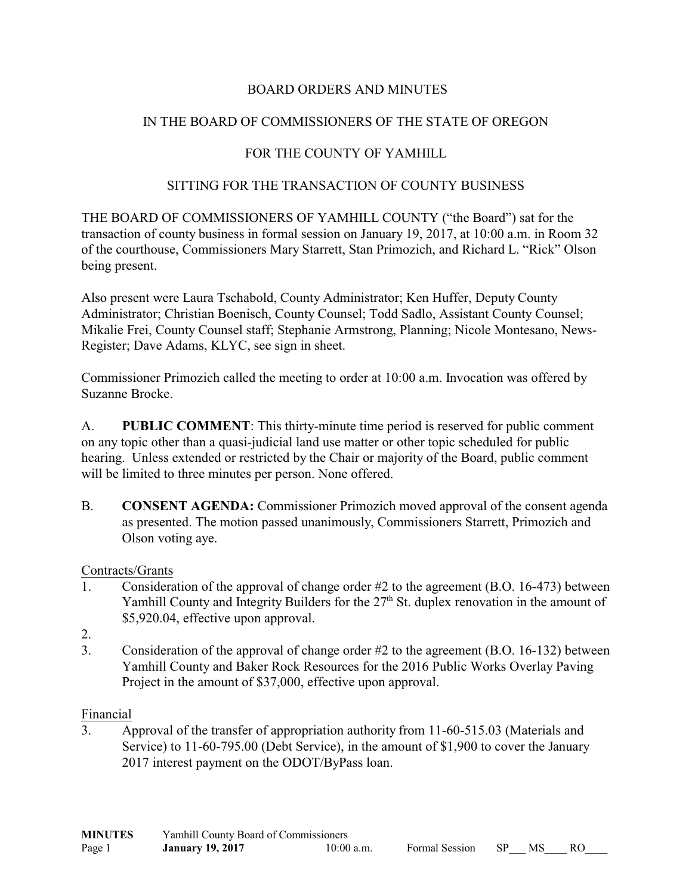BOARD ORDERS AND MINUTES

IN THE BOARD OF COMMISSIONERS OF THE STATE OF OREGON

FOR THE COUNTY OF YAMHILL

SITTING FOR THE TRANSACTION OF COUNTY BUSINESS

THE BOARD OF COMMISSIONERS OF YAMHILL COUNTY ("the Board") sat for the transaction of county business in formal session on January 19, 2017, at 10:00 a.m. in Room 32 of the courthouse, Commissioners Mary Starrett, Stan Primozich, and Richard L. "Rick" Olson being present.

Also present were Laura Tschabold, County Administrator; Ken Huffer, Deputy County Administrator; Christian Boenisch, County Counsel; Todd Sadlo, Assistant County Counsel; Mikalie Frei, County Counsel staff; Stephanie Armstrong, Planning; Nicole Montesano, News-Register; Dave Adams, KLYC, see sign in sheet.

Commissioner Primozich called the meeting to order at 10:00 a.m. Invocation was offered by Suzanne Brocke.

A. **PUBLIC COMMENT**: This thirty-minute time period is reserved for public comment on any topic other than a quasi-judicial land use matter or other topic scheduled for public hearing. Unless extended or restricted by the Chair or majority of the Board, public comment will be limited to three minutes per person. None offered.

B. **CONSENT AGENDA:** Commissioner Primozich moved approval of the consent agenda as presented. The motion passed unanimously, Commissioners Starrett, Primozich and Olson voting aye.

Contracts/Grants

1. Consideration of the approval of change order #2 to the agreement (B.O. 16-473) between Yamhill County and Integrity Builders for the 27th St. duplex renovation in the amount of $5,920.04, effective upon approval.
2. 
3. Consideration of the approval of change order #2 to the agreement (B.O. 16-132) between Yamhill County and Baker Rock Resources for the 2016 Public Works Overlay Paving Project in the amount of $37,000, effective upon approval.

Financial

3. Approval of the transfer of appropriation authority from 11-60-515.03 (Materials and Service) to 11-60-795.00 (Debt Service), in the amount of $1,900 to cover the January 2017 interest payment on the ODOT/ByPass loan.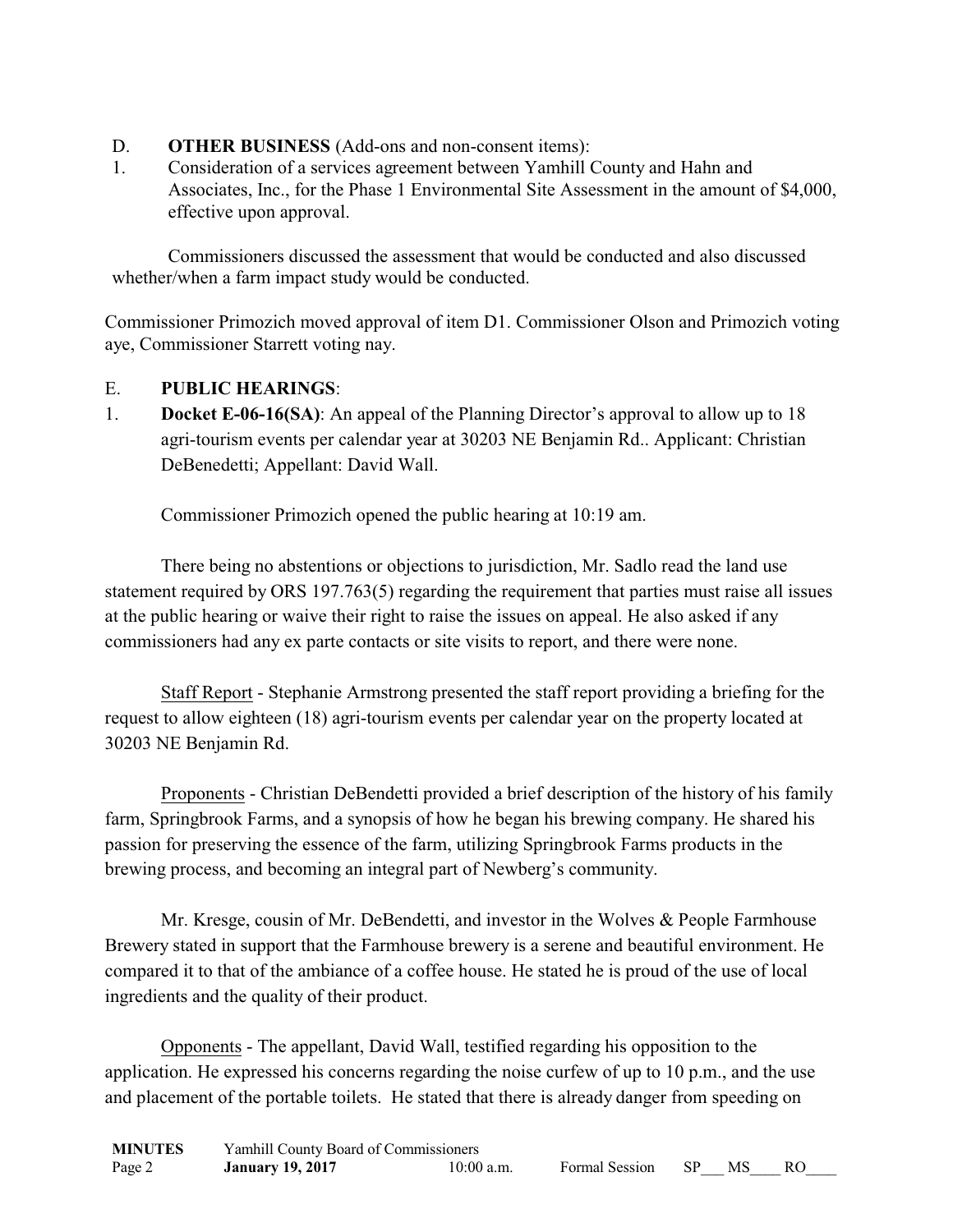D. **OTHER BUSINESS** (Add-ons and non-consent items):

1. Consideration of a services agreement between Yamhill County and Hahn and Associates, Inc., for the Phase 1 Environmental Site Assessment in the amount of $4,000, effective upon approval.

Commissioners discussed the assessment that would be conducted and also discussed whether/when a farm impact study would be conducted.

Commissioner Primozich moved approval of item D1. Commissioner Olson and Primozich voting aye, Commissioner Starrett voting nay.

E. **PUBLIC HEARINGS**:

1. **Docket E-06-16(SA)**: An appeal of the Planning Director's approval to allow up to 18 agri-tourism events per calendar year at 30203 NE Benjamin Rd.. Applicant: Christian DeBenedetti; Appellant: David Wall.

Commissioner Primozich opened the public hearing at 10:19 am.

There being no abstentions or objections to jurisdiction, Mr. Sadlo read the land use statement required by ORS 197.763(5) regarding the requirement that parties must raise all issues at the public hearing or waive their right to raise the issues on appeal. He also asked if any commissioners had any ex parte contacts or site visits to report, and there were none.

Staff Report - Stephanie Armstrong presented the staff report providing a briefing for the request to allow eighteen (18) agri-tourism events per calendar year on the property located at 30203 NE Benjamin Rd.

Proponents - Christian DeBendetti provided a brief description of the history of his family farm, Springbrook Farms, and a synopsis of how he began his brewing company. He shared his passion for preserving the essence of the farm, utilizing Springbrook Farms products in the brewing process, and becoming an integral part of Newberg's community.

Mr. Kresge, cousin of Mr. DeBendetti, and investor in the Wolves & People Farmhouse Brewery stated in support that the Farmhouse brewery is a serene and beautiful environment. He compared it to that of the ambiance of a coffee house. He stated he is proud of the use of local ingredients and the quality of their product.

Opponents - The appellant, David Wall, testified regarding his opposition to the application. He expressed his concerns regarding the noise curfew of up to 10 p.m., and the use and placement of the portable toilets. He stated that there is already danger from speeding on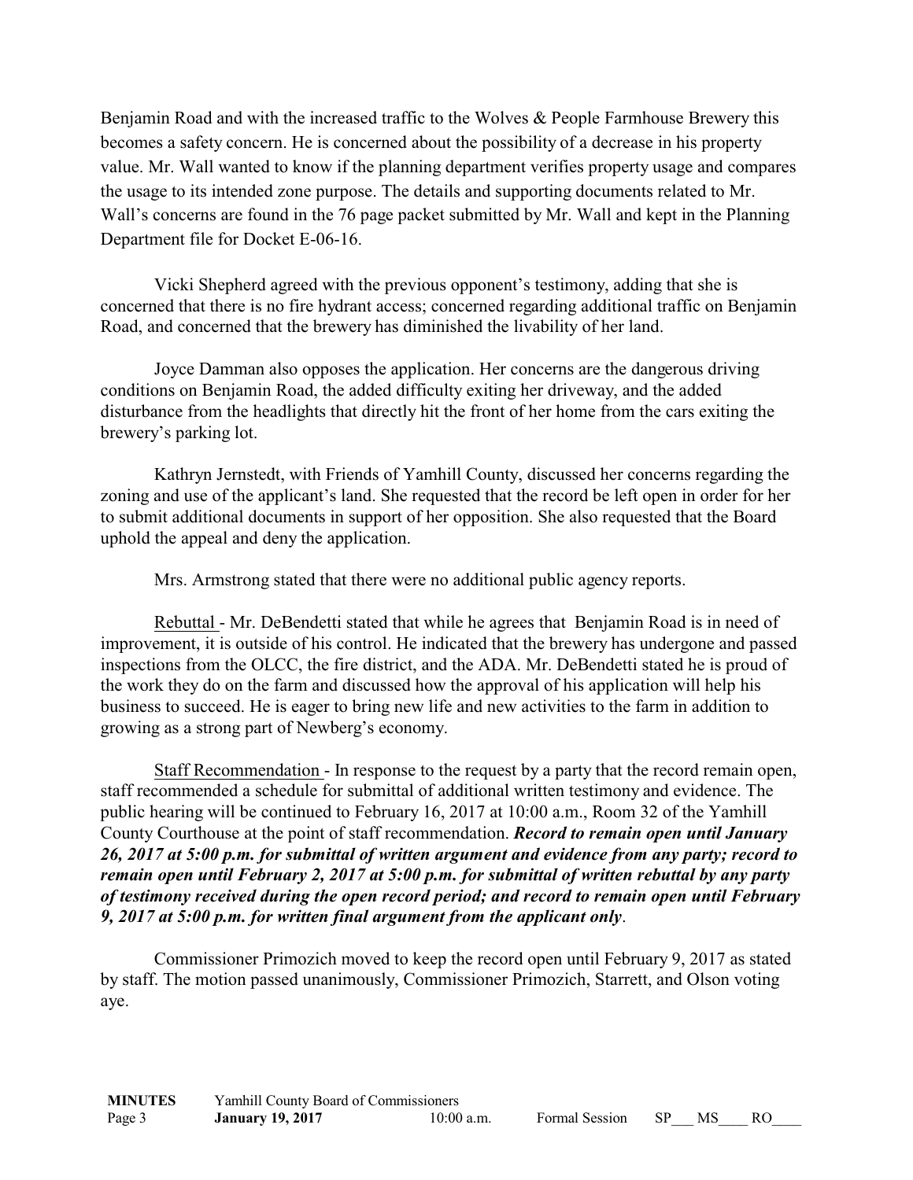Benjamin Road and with the increased traffic to the Wolves & People Farmhouse Brewery this becomes a safety concern. He is concerned about the possibility of a decrease in his property value. Mr. Wall wanted to know if the planning department verifies property usage and compares the usage to its intended zone purpose. The details and supporting documents related to Mr. Wall's concerns are found in the 76 page packet submitted by Mr. Wall and kept in the Planning Department file for Docket E-06-16.

Vicki Shepherd agreed with the previous opponent's testimony, adding that she is concerned that there is no fire hydrant access; concerned regarding additional traffic on Benjamin Road, and concerned that the brewery has diminished the livability of her land.

Joyce Damman also opposes the application. Her concerns are the dangerous driving conditions on Benjamin Road, the added difficulty exiting her driveway, and the added disturbance from the headlights that directly hit the front of her home from the cars exiting the brewery's parking lot.

Kathryn Jernstedt, with Friends of Yamhill County, discussed her concerns regarding the zoning and use of the applicant's land. She requested that the record be left open in order for her to submit additional documents in support of her opposition. She also requested that the Board uphold the appeal and deny the application.

Mrs. Armstrong stated that there were no additional public agency reports.

Rebuttal - Mr. DeBendetti stated that while he agrees that Benjamin Road is in need of improvement, it is outside of his control. He indicated that the brewery has undergone and passed inspections from the OLCC, the fire district, and the ADA. Mr. DeBendetti stated he is proud of the work they do on the farm and discussed how the approval of his application will help his business to succeed. He is eager to bring new life and new activities to the farm in addition to growing as a strong part of Newberg's economy.

Staff Recommendation - In response to the request by a party that the record remain open, staff recommended a schedule for submittal of additional written testimony and evidence. The public hearing will be continued to February 16, 2017 at 10:00 a.m., Room 32 of the Yamhill County Courthouse at the point of staff recommendation. ***Record to remain open until January 26, 2017 at 5:00 p.m. for submittal of written argument and evidence from any party; record to remain open until February 2, 2017 at 5:00 p.m. for submittal of written rebuttal by any party of testimony received during the open record period; and record to remain open until February 9, 2017 at 5:00 p.m. for written final argument from the applicant only***.

Commissioner Primozich moved to keep the record open until February 9, 2017 as stated by staff. The motion passed unanimously, Commissioner Primozich, Starrett, and Olson voting aye.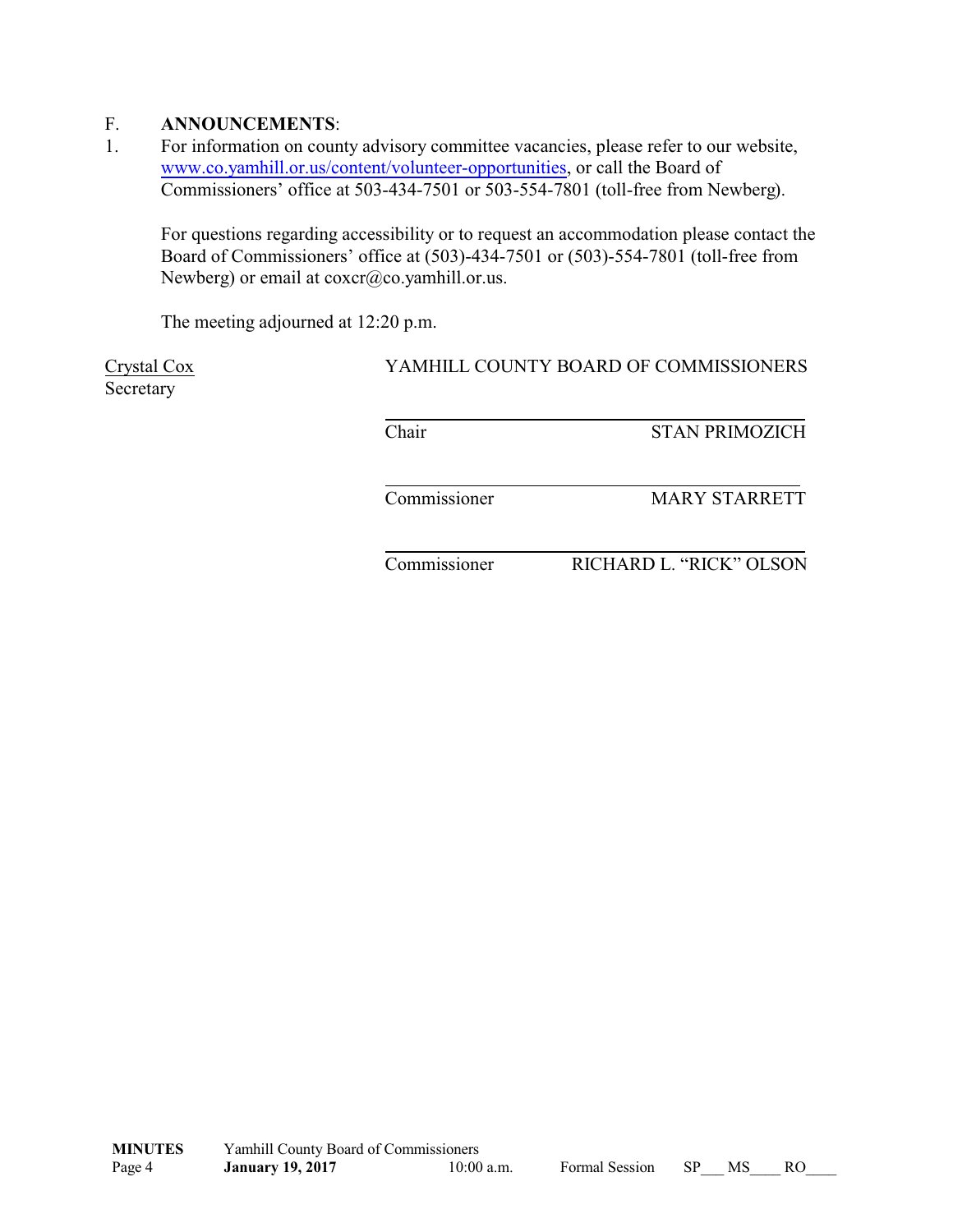F. **ANNOUNCEMENTS**:

1. For information on county advisory committee vacancies, please refer to our website, [www.co.yamhill.or.us/content/volunteer-opportunities](http://www.co.yamhill.or.us/content/volunteer-opportunities), or call the Board of Commissioners' office at 503-434-7501 or 503-554-7801 (toll-free from Newberg).

   For questions regarding accessibility or to request an accommodation please contact the Board of Commissioners' office at (503)-434-7501 or (503)-554-7801 (toll-free from Newberg) or email at coxcr@co.yamhill.or.us.

   The meeting adjourned at 12:20 p.m.

Crystal Cox
Secretary

YAMHILL COUNTY BOARD OF COMMISSIONERS

Chair STAN PRIMOZICH

Commissioner MARY STARRETT

Commissioner RICHARD L. "RICK" OLSON